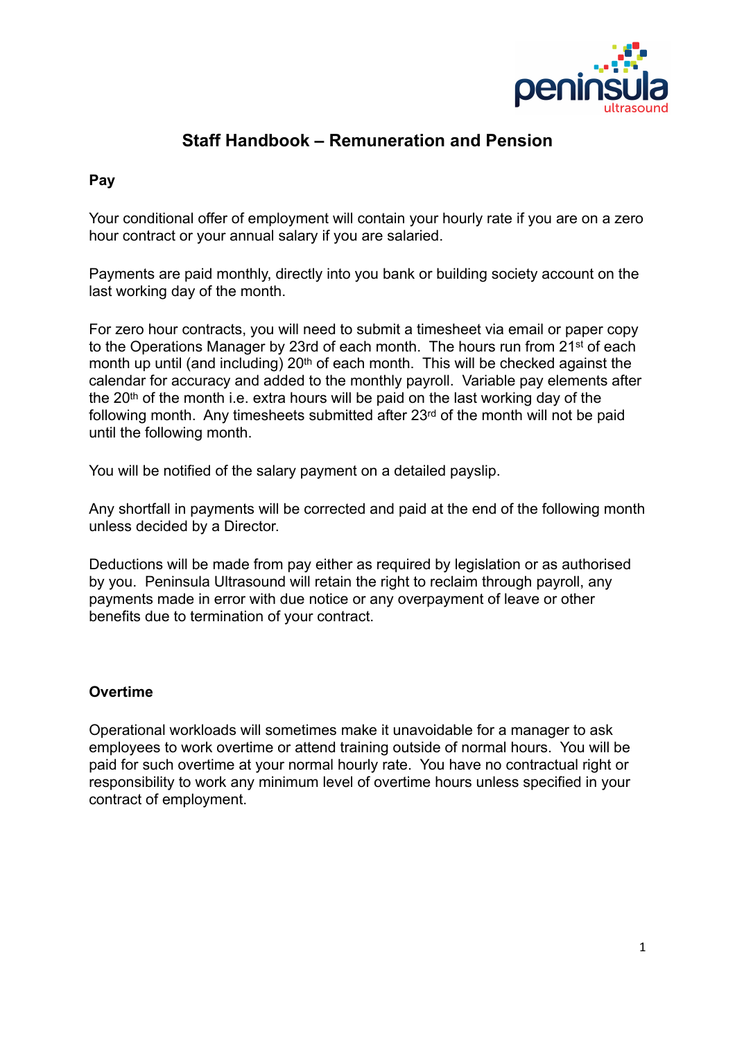# Staff Handbook – Remuneration and Pension

## Pay

Your conditional offer of employment will contain your hourly rate if you are on a zero hour contract or your annual salary if you are salaried.

Payments are paid monthly, directly into you bank or building society account on the last working day of the month.

For zero hour contracts, you will need to submit a timesheet via email or paper copy to the Operations Manager by 23rd of each month. The hours run from 21st of each month up until (and including) 20th of each month. This will be checked against the calendar for accuracy and added to the monthly payroll. Variable pay elements after the 20th of the month i.e. extra hours will be paid on the last working day of the following month. Any timesheets submitted after 23rd of the month will not be paid until the following month.

You will be notified of the salary payment on a detailed payslip.

Any shortfall in payments will be corrected and paid at the end of the following month unless decided by a Director.

Deductions will be made from pay either as required by legislation or as authorised by you. Peninsula Ultrasound will retain the right to reclaim through payroll, any payments made in error with due notice or any overpayment of leave or other benefits due to termination of your contract.

## Overtime

Operational workloads will sometimes make it unavoidable for a manager to ask employees to work overtime or attend training outside of normal hours. You will be paid for such overtime at your normal hourly rate. You have no contractual right or responsibility to work any minimum level of overtime hours unless specified in your contract of employment.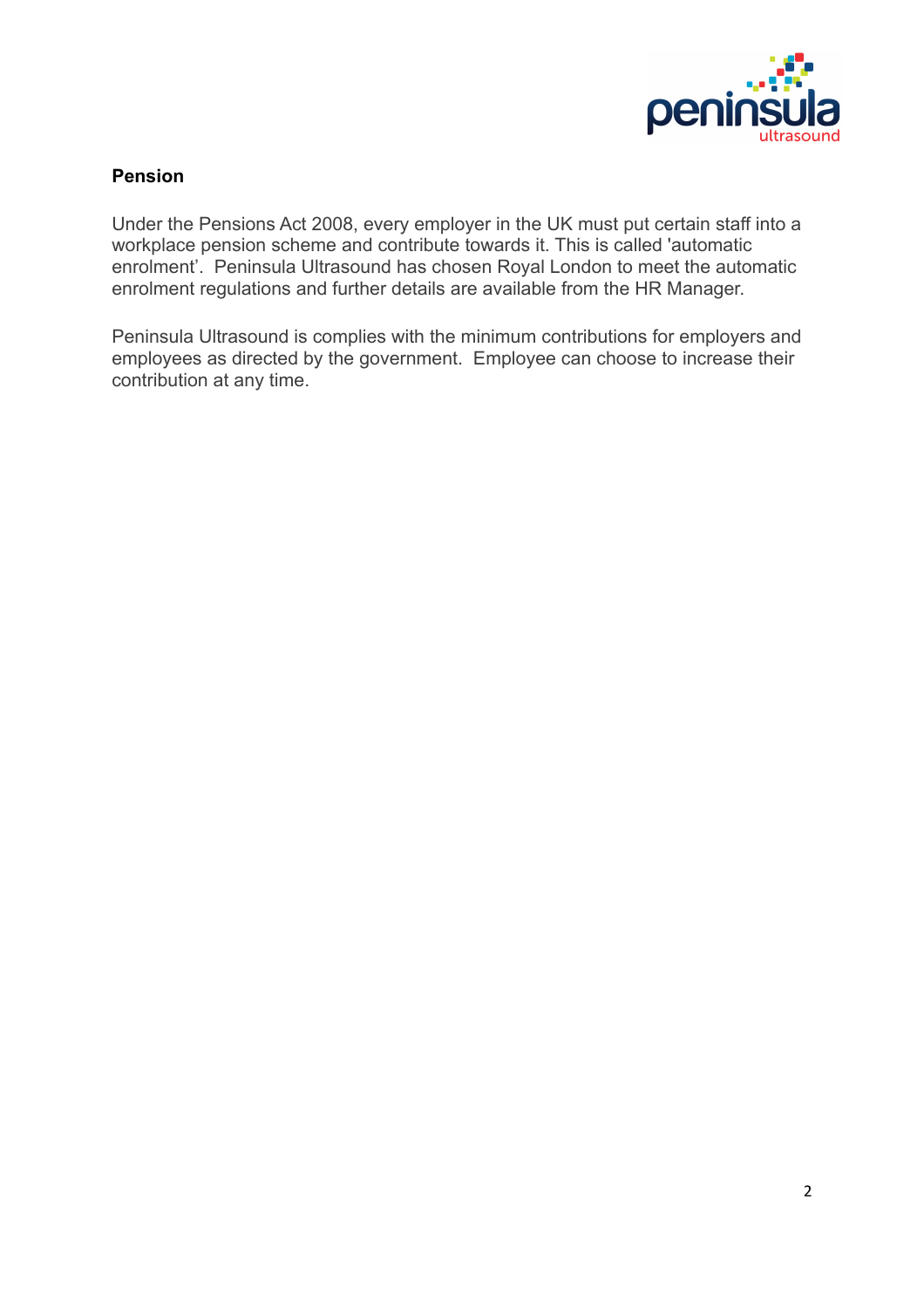**Pension**

Under the Pensions Act 2008, every employer in the UK must put certain staff into a workplace pension scheme and contribute towards it. This is called 'automatic enrolment'. Peninsula Ultrasound has chosen Royal London to meet the automatic enrolment regulations and further details are available from the HR Manager.

Peninsula Ultrasound is complies with the minimum contributions for employers and employees as directed by the government. Employee can choose to increase their contribution at any time.